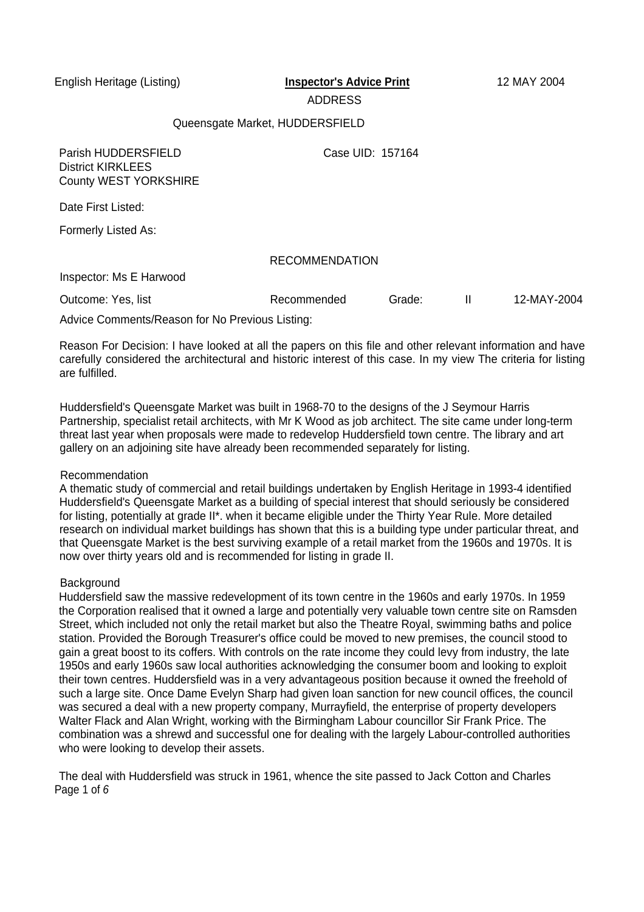English Heritage (Listing) **Inspector's Advice Print** 12 MAY 2004

ADDRESS

Queensgate Market, HUDDERSFIELD

Parish HUDDERSFIELD
District KIRKLEES
County WEST YORKSHIRE

Case UID: 157164

Date First Listed:

Formerly Listed As:

RECOMMENDATION

Inspector: Ms E Harwood

Outcome: Yes, list Recommended Grade: II 12-MAY-2004

Advice Comments/Reason for No Previous Listing:

Reason For Decision: I have looked at all the papers on this file and other relevant information and have carefully considered the architectural and historic interest of this case. In my view The criteria for listing are fulfilled.

Huddersfield's Queensgate Market was built in 1968-70 to the designs of the J Seymour Harris Partnership, specialist retail architects, with Mr K Wood as job architect. The site came under long-term threat last year when proposals were made to redevelop Huddersfield town centre. The library and art gallery on an adjoining site have already been recommended separately for listing.

Recommendation

A thematic study of commercial and retail buildings undertaken by English Heritage in 1993-4 identified Huddersfield's Queensgate Market as a building of special interest that should seriously be considered for listing, potentially at grade II*. when it became eligible under the Thirty Year Rule. More detailed research on individual market buildings has shown that this is a building type under particular threat, and that Queensgate Market is the best surviving example of a retail market from the 1960s and 1970s. It is now over thirty years old and is recommended for listing in grade II.

Background

Huddersfield saw the massive redevelopment of its town centre in the 1960s and early 1970s. In 1959 the Corporation realised that it owned a large and potentially very valuable town centre site on Ramsden Street, which included not only the retail market but also the Theatre Royal, swimming baths and police station. Provided the Borough Treasurer's office could be moved to new premises, the council stood to gain a great boost to its coffers. With controls on the rate income they could levy from industry, the late 1950s and early 1960s saw local authorities acknowledging the consumer boom and looking to exploit their town centres. Huddersfield was in a very advantageous position because it owned the freehold of such a large site. Once Dame Evelyn Sharp had given loan sanction for new council offices, the council was secured a deal with a new property company, Murrayfield, the enterprise of property developers Walter Flack and Alan Wright, working with the Birmingham Labour councillor Sir Frank Price. The combination was a shrewd and successful one for dealing with the largely Labour-controlled authorities who were looking to develop their assets.

The deal with Huddersfield was struck in 1961, whence the site passed to Jack Cotton and Charles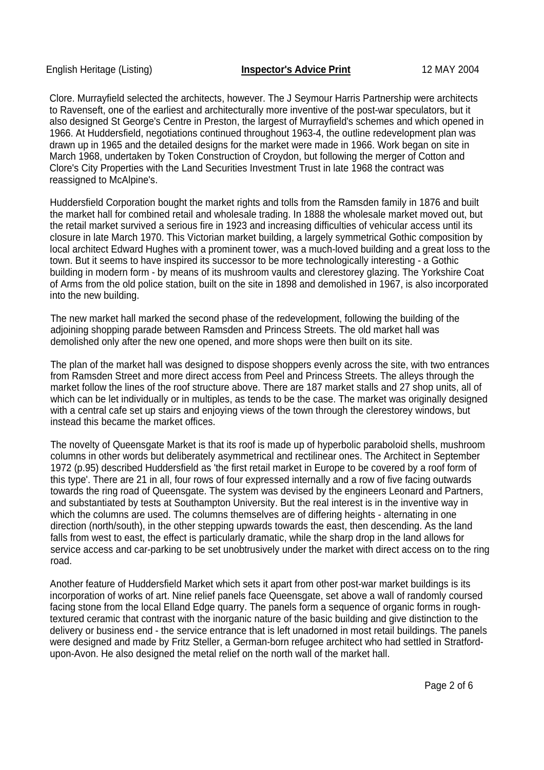Clore. Murrayfield selected the architects, however. The J Seymour Harris Partnership were architects to Ravenseft, one of the earliest and architecturally more inventive of the post-war speculators, but it also designed St George's Centre in Preston, the largest of Murrayfield's schemes and which opened in 1966. At Huddersfield, negotiations continued throughout 1963-4, the outline redevelopment plan was drawn up in 1965 and the detailed designs for the market were made in 1966. Work began on site in March 1968, undertaken by Token Construction of Croydon, but following the merger of Cotton and Clore's City Properties with the Land Securities Investment Trust in late 1968 the contract was reassigned to McAlpine's.

Huddersfield Corporation bought the market rights and tolls from the Ramsden family in 1876 and built the market hall for combined retail and wholesale trading. In 1888 the wholesale market moved out, but the retail market survived a serious fire in 1923 and increasing difficulties of vehicular access until its closure in late March 1970. This Victorian market building, a largely symmetrical Gothic composition by local architect Edward Hughes with a prominent tower, was a much-loved building and a great loss to the town. But it seems to have inspired its successor to be more technologically interesting - a Gothic building in modern form - by means of its mushroom vaults and clerestorey glazing. The Yorkshire Coat of Arms from the old police station, built on the site in 1898 and demolished in 1967, is also incorporated into the new building.

The new market hall marked the second phase of the redevelopment, following the building of the adjoining shopping parade between Ramsden and Princess Streets. The old market hall was demolished only after the new one opened, and more shops were then built on its site.

The plan of the market hall was designed to dispose shoppers evenly across the site, with two entrances from Ramsden Street and more direct access from Peel and Princess Streets. The alleys through the market follow the lines of the roof structure above. There are 187 market stalls and 27 shop units, all of which can be let individually or in multiples, as tends to be the case. The market was originally designed with a central cafe set up stairs and enjoying views of the town through the clerestorey windows, but instead this became the market offices.

The novelty of Queensgate Market is that its roof is made up of hyperbolic paraboloid shells, mushroom columns in other words but deliberately asymmetrical and rectilinear ones. The Architect in September 1972 (p.95) described Huddersfield as 'the first retail market in Europe to be covered by a roof form of this type'. There are 21 in all, four rows of four expressed internally and a row of five facing outwards towards the ring road of Queensgate. The system was devised by the engineers Leonard and Partners, and substantiated by tests at Southampton University. But the real interest is in the inventive way in which the columns are used. The columns themselves are of differing heights - alternating in one direction (north/south), in the other stepping upwards towards the east, then descending. As the land falls from west to east, the effect is particularly dramatic, while the sharp drop in the land allows for service access and car-parking to be set unobtrusively under the market with direct access on to the ring road.

Another feature of Huddersfield Market which sets it apart from other post-war market buildings is its incorporation of works of art. Nine relief panels face Queensgate, set above a wall of randomly coursed facing stone from the local Elland Edge quarry. The panels form a sequence of organic forms in rough-textured ceramic that contrast with the inorganic nature of the basic building and give distinction to the delivery or business end - the service entrance that is left unadorned in most retail buildings. The panels were designed and made by Fritz Steller, a German-born refugee architect who had settled in Stratford-upon-Avon. He also designed the metal relief on the north wall of the market hall.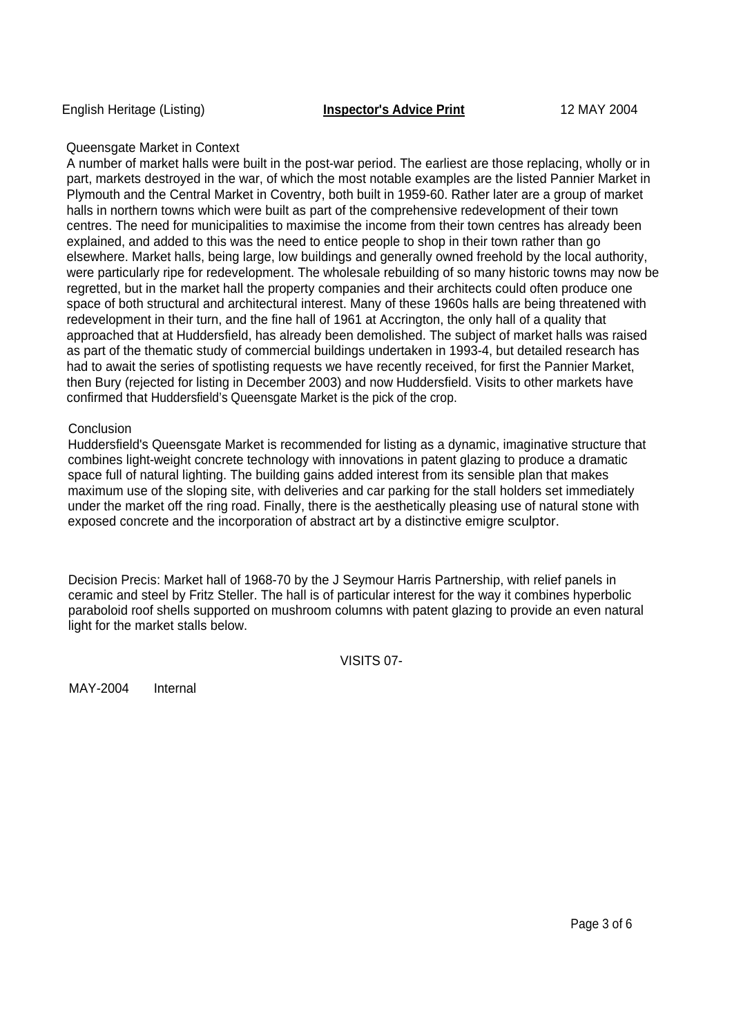## Queensgate Market in Context

A number of market halls were built in the post-war period. The earliest are those replacing, wholly or in part, markets destroyed in the war, of which the most notable examples are the listed Pannier Market in Plymouth and the Central Market in Coventry, both built in 1959-60. Rather later are a group of market halls in northern towns which were built as part of the comprehensive redevelopment of their town centres. The need for municipalities to maximise the income from their town centres has already been explained, and added to this was the need to entice people to shop in their town rather than go elsewhere. Market halls, being large, low buildings and generally owned freehold by the local authority, were particularly ripe for redevelopment. The wholesale rebuilding of so many historic towns may now be regretted, but in the market hall the property companies and their architects could often produce one space of both structural and architectural interest. Many of these 1960s halls are being threatened with redevelopment in their turn, and the fine hall of 1961 at Accrington, the only hall of a quality that approached that at Huddersfield, has already been demolished. The subject of market halls was raised as part of the thematic study of commercial buildings undertaken in 1993-4, but detailed research has had to await the series of spotlisting requests we have recently received, for first the Pannier Market, then Bury (rejected for listing in December 2003) and now Huddersfield. Visits to other markets have confirmed that Huddersfield's Queensgate Market is the pick of the crop.

## Conclusion

Huddersfield's Queensgate Market is recommended for listing as a dynamic, imaginative structure that combines light-weight concrete technology with innovations in patent glazing to produce a dramatic space full of natural lighting. The building gains added interest from its sensible plan that makes maximum use of the sloping site, with deliveries and car parking for the stall holders set immediately under the market off the ring road. Finally, there is the aesthetically pleasing use of natural stone with exposed concrete and the incorporation of abstract art by a distinctive emigre sculptor.

Decision Precis: Market hall of 1968-70 by the J Seymour Harris Partnership, with relief panels in ceramic and steel by Fritz Steller. The hall is of particular interest for the way it combines hyperbolic paraboloid roof shells supported on mushroom columns with patent glazing to provide an even natural light for the market stalls below.

VISITS 07-

MAY-2004 Internal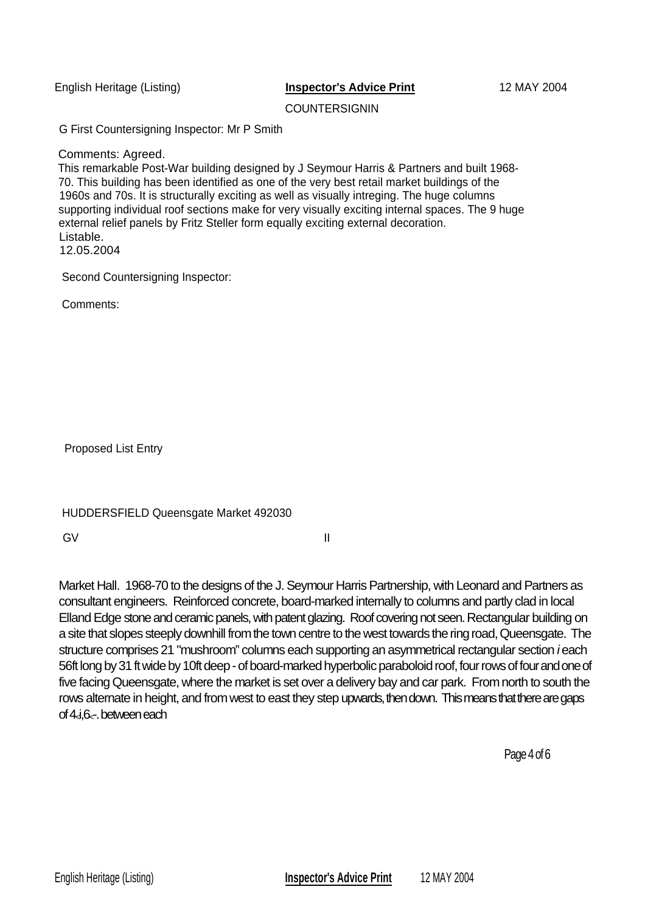COUNTERSIGNIN

G First Countersigning Inspector: Mr P Smith

Comments: Agreed.
This remarkable Post-War building designed by J Seymour Harris & Partners and built 1968-70. This building has been identified as one of the very best retail market buildings of the 1960s and 70s. It is structurally exciting as well as visually intreging. The huge columns supporting individual roof sections make for very visually exciting internal spaces. The 9 huge external relief panels by Fritz Steller form equally exciting external decoration.
Listable.
12.05.2004

Second Countersigning Inspector:

Comments:

Proposed List Entry

HUDDERSFIELD Queensgate Market 492030

GV II

Market Hall. 1968-70 to the designs of the J. Seymour Harris Partnership, with Leonard and Partners as consultant engineers. Reinforced concrete, board-marked internally to columns and partly clad in local Elland Edge stone and ceramic panels, with patent glazing. Roof covering not seen. Rectangular building on a site that slopes steeply downhill from the town centre to the west towards the ring road, Queensgate. The structure comprises 21 "mushroom" columns each supporting an asymmetrical rectangular section *i* each 56ft long by 31 ft wide by 10ft deep - of board-marked hyperbolic paraboloid roof, four rows of four and one of five facing Queensgate, where the market is set over a delivery bay and car park. From north to south the rows alternate in height, and from west to east they step upwards, then down. This means that there are gaps of 4-i,6-. between each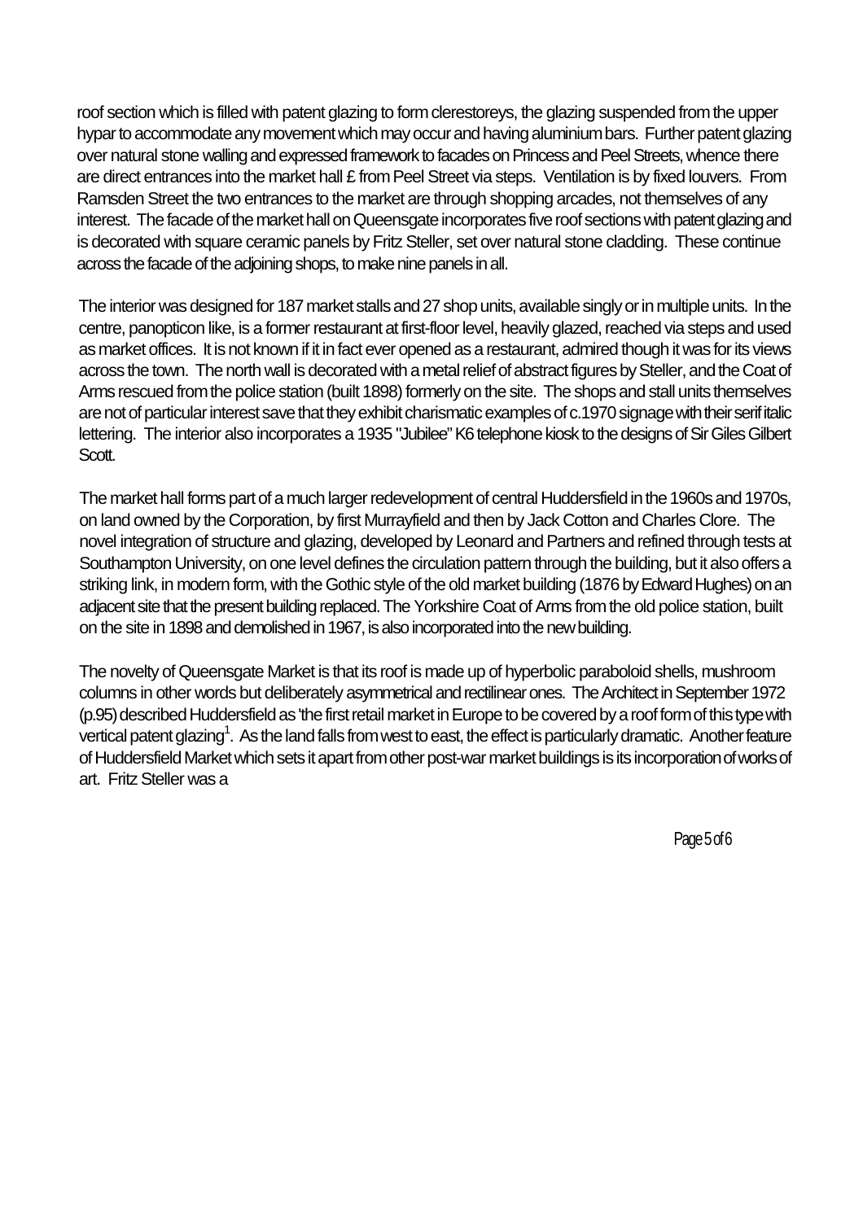roof section which is filled with patent glazing to form clerestoreys, the glazing suspended from the upper hypar to accommodate any movement which may occur and having aluminium bars. Further patent glazing over natural stone walling and expressed framework to facades on Princess and Peel Streets, whence there are direct entrances into the market hall £ from Peel Street via steps. Ventilation is by fixed louvers. From Ramsden Street the two entrances to the market are through shopping arcades, not themselves of any interest. The facade of the market hall on Queensgate incorporates five roof sections with patent glazing and is decorated with square ceramic panels by Fritz Steller, set over natural stone cladding. These continue across the facade of the adjoining shops, to make nine panels in all.

The interior was designed for 187 market stalls and 27 shop units, available singly or in multiple units. In the centre, panopticon like, is a former restaurant at first-floor level, heavily glazed, reached via steps and used as market offices. It is not known if it in fact ever opened as a restaurant, admired though it was for its views across the town. The north wall is decorated with a metal relief of abstract figures by Steller, and the Coat of Arms rescued from the police station (built 1898) formerly on the site. The shops and stall units themselves are not of particular interest save that they exhibit charismatic examples of c.1970 signage with their serif italic lettering. The interior also incorporates a 1935 "Jubilee" K6 telephone kiosk to the designs of Sir Giles Gilbert Scott.

The market hall forms part of a much larger redevelopment of central Huddersfield in the 1960s and 1970s, on land owned by the Corporation, by first Murrayfield and then by Jack Cotton and Charles Clore. The novel integration of structure and glazing, developed by Leonard and Partners and refined through tests at Southampton University, on one level defines the circulation pattern through the building, but it also offers a striking link, in modern form, with the Gothic style of the old market building (1876 by Edward Hughes) on an adjacent site that the present building replaced. The Yorkshire Coat of Arms from the old police station, built on the site in 1898 and demolished in 1967, is also incorporated into the new building.

The novelty of Queensgate Market is that its roof is made up of hyperbolic paraboloid shells, mushroom columns in other words but deliberately asymmetrical and rectilinear ones. The Architect in September 1972 (p.95) described Huddersfield as 'the first retail market in Europe to be covered by a roof form of this type with vertical patent glazing[1]. As the land falls from west to east, the effect is particularly dramatic. Another feature of Huddersfield Market which sets it apart from other post-war market buildings is its incorporation of works of art. Fritz Steller was a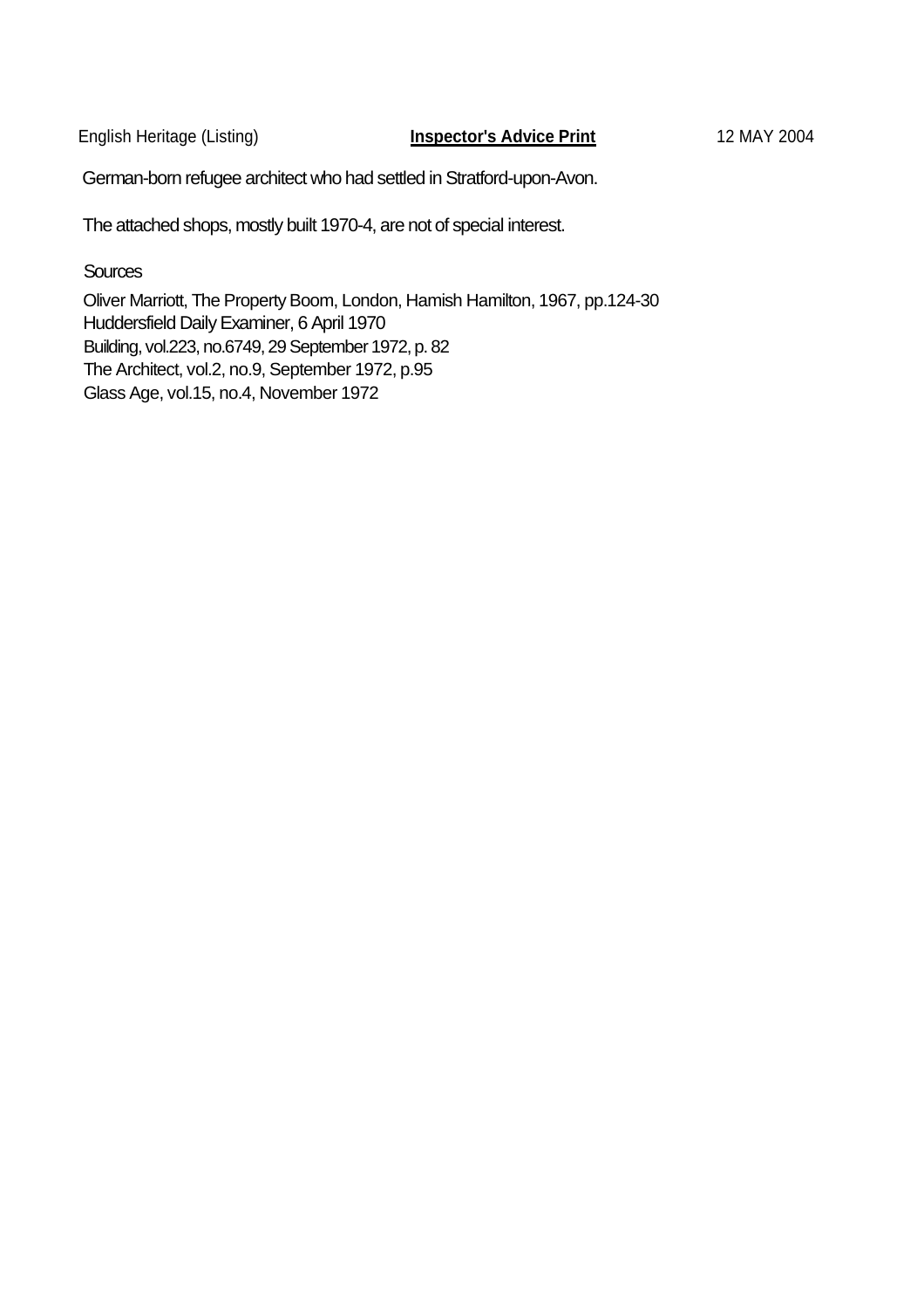German-born refugee architect who had settled in Stratford-upon-Avon.

The attached shops, mostly built 1970-4, are not of special interest.

Sources

Oliver Marriott, The Property Boom, London, Hamish Hamilton, 1967, pp.124-30
Huddersfield Daily Examiner, 6 April 1970
Building, vol.223, no.6749, 29 September 1972, p. 82
The Architect, vol.2, no.9, September 1972, p.95
Glass Age, vol.15, no.4, November 1972